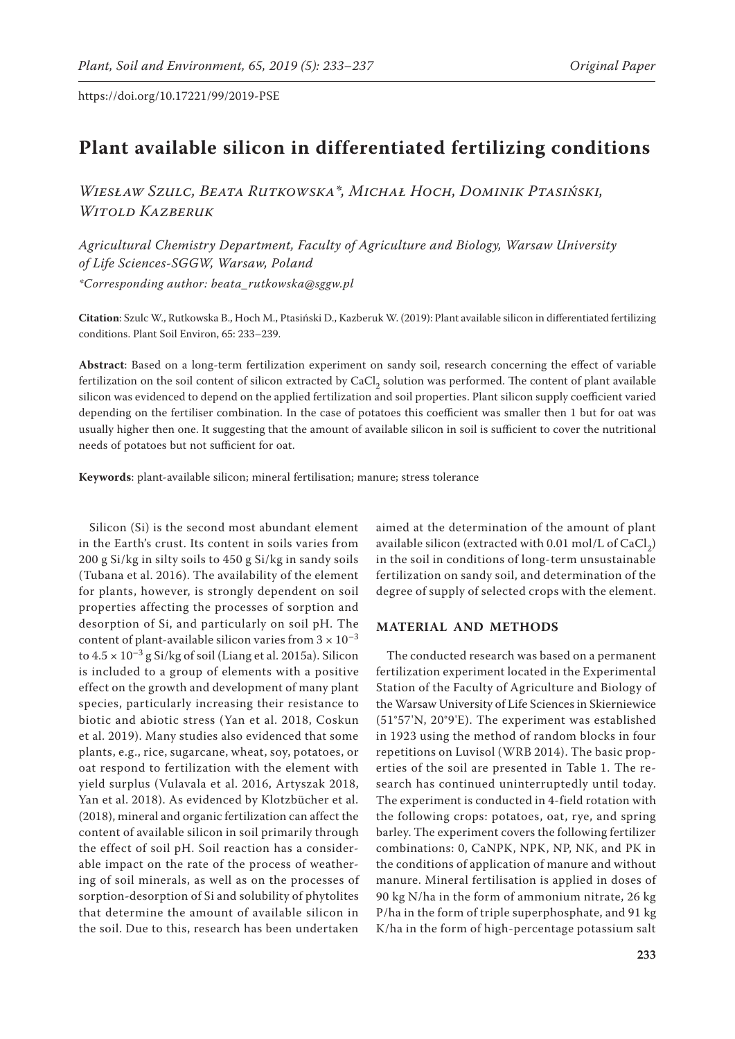https://doi.org/10.17221/99/2019-PSE

# Plant available silicon in differentiated fertilizing conditions

*Wiesław Szulc, Beata Rutkowska*, Michał Hoch, Dominik Ptasiński, Witold Kazberuk*

*Agricultural Chemistry Department, Faculty of Agriculture and Biology, Warsaw University of Life Sciences-SGGW, Warsaw, Poland*

*\*Corresponding author: beata_rutkowska@sggw.pl*

**Citation**: Szulc W., Rutkowska B., Hoch M., Ptasiński D., Kazberuk W. (2019): Plant available silicon in differentiated fertilizing conditions. Plant Soil Environ, 65: 233–239.

**Abstract**: Based on a long-term fertilization experiment on sandy soil, research concerning the effect of variable fertilization on the soil content of silicon extracted by $CaCl_2$ solution was performed. The content of plant available silicon was evidenced to depend on the applied fertilization and soil properties. Plant silicon supply coefficient varied depending on the fertiliser combination. In the case of potatoes this coefficient was smaller then 1 but for oat was usually higher then one. It suggesting that the amount of available silicon in soil is sufficient to cover the nutritional needs of potatoes but not sufficient for oat.

**Keywords**: plant-available silicon; mineral fertilisation; manure; stress tolerance

Silicon (Si) is the second most abundant element in the Earth's crust. Its content in soils varies from 200 g Si/kg in silty soils to 450 g Si/kg in sandy soils (Tubana et al. 2016). The availability of the element for plants, however, is strongly dependent on soil properties affecting the processes of sorption and desorption of Si, and particularly on soil pH. The content of plant-available silicon varies from $3 \times 10^{-3}$ to $4.5 \times 10^{-3}$ g Si/kg of soil (Liang et al. 2015a). Silicon is included to a group of elements with a positive effect on the growth and development of many plant species, particularly increasing their resistance to biotic and abiotic stress (Yan et al. 2018, Coskun et al. 2019). Many studies also evidenced that some plants, e.g., rice, sugarcane, wheat, soy, potatoes, or oat respond to fertilization with the element with yield surplus (Vulavala et al. 2016, Artyszak 2018, Yan et al. 2018). As evidenced by Klotzbücher et al. (2018), mineral and organic fertilization can affect the content of available silicon in soil primarily through the effect of soil pH. Soil reaction has a considerable impact on the rate of the process of weathering of soil minerals, as well as on the processes of sorption-desorption of Si and solubility of phytolites that determine the amount of available silicon in the soil. Due to this, research has been undertaken aimed at the determination of the amount of plant available silicon (extracted with 0.01 mol/L of $CaCl_2$) in the soil in conditions of long-term unsustainable fertilization on sandy soil, and determination of the degree of supply of selected crops with the element.

## MATERIAL AND METHODS

The conducted research was based on a permanent fertilization experiment located in the Experimental Station of the Faculty of Agriculture and Biology of the Warsaw University of Life Sciences in Skierniewice (51°57'N, 20°9'E). The experiment was established in 1923 using the method of random blocks in four repetitions on Luvisol (WRB 2014). The basic properties of the soil are presented in Table 1. The research has continued uninterruptedly until today. The experiment is conducted in 4-field rotation with the following crops: potatoes, oat, rye, and spring barley. The experiment covers the following fertilizer combinations: 0, CaNPK, NPK, NP, NK, and PK in the conditions of application of manure and without manure. Mineral fertilisation is applied in doses of 90 kg N/ha in the form of ammonium nitrate, 26 kg P/ha in the form of triple superphosphate, and 91 kg K/ha in the form of high-percentage potassium salt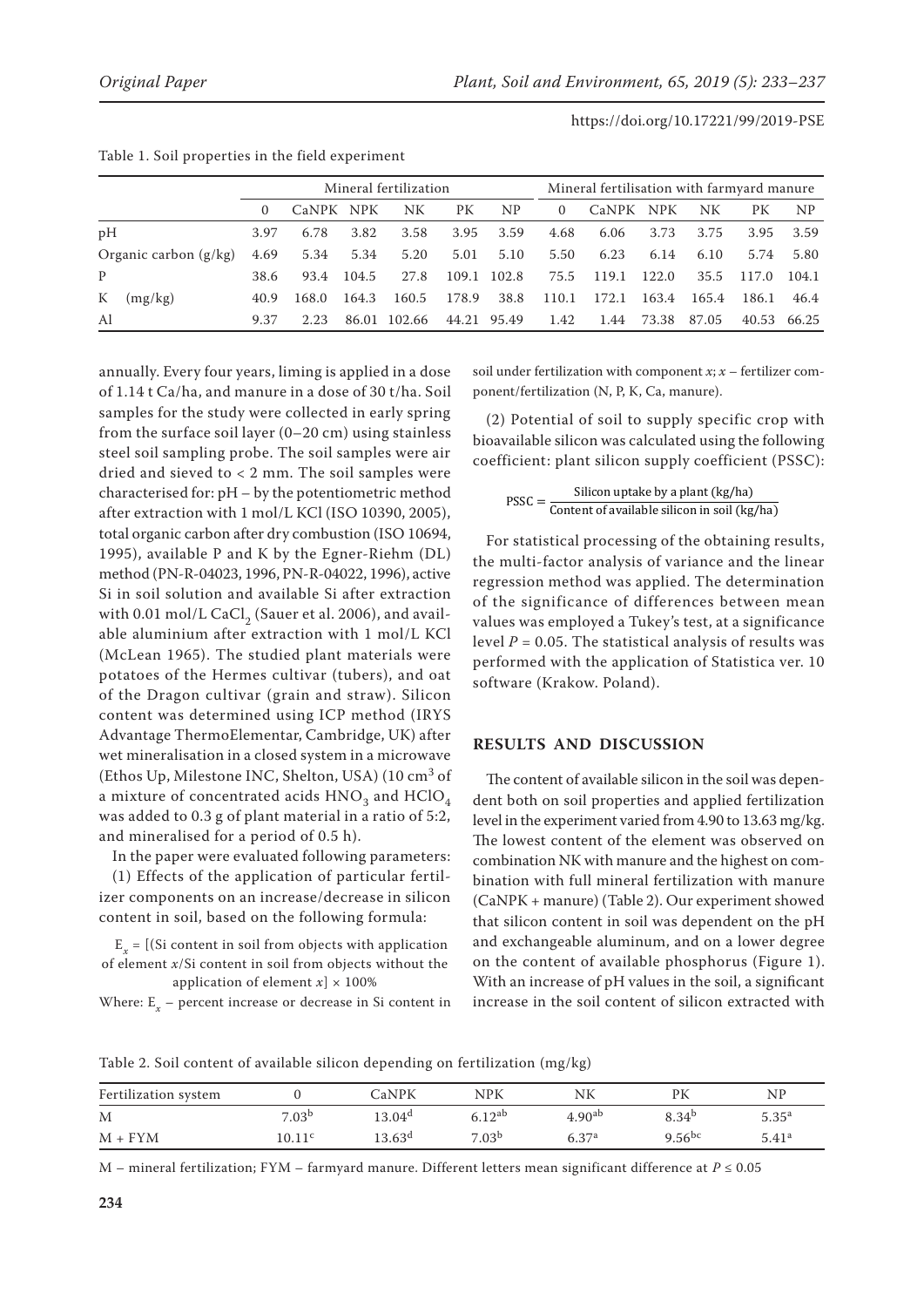Table 1. Soil properties in the field experiment

| | Mineral fertilization | | | | | | Mineral fertilisation with farmyard manure | | | | | |
|---|---|---|---|---|---|---|---|---|---|---|---|---|
| | 0 | CaNPK | NPK | NK | PK | NP | 0 | CaNPK | NPK | NK | PK | NP |
| pH | 3.97 | 6.78 | 3.82 | 3.58 | 3.95 | 3.59 | 4.68 | 6.06 | 3.73 | 3.75 | 3.95 | 3.59 |
| Organic carbon (g/kg) | 4.69 | 5.34 | 5.34 | 5.20 | 5.01 | 5.10 | 5.50 | 6.23 | 6.14 | 6.10 | 5.74 | 5.80 |
| P | 38.6 | 93.4 | 104.5 | 27.8 | 109.1 | 102.8 | 75.5 | 119.1 | 122.0 | 35.5 | 117.0 | 104.1 |
| K (mg/kg) | 40.9 | 168.0 | 164.3 | 160.5 | 178.9 | 38.8 | 110.1 | 172.1 | 163.4 | 165.4 | 186.1 | 46.4 |
| Al | 9.37 | 2.23 | 86.01 | 102.66 | 44.21 | 95.49 | 1.42 | 1.44 | 73.38 | 87.05 | 40.53 | 66.25 |

annually. Every four years, liming is applied in a dose of 1.14 t Ca/ha, and manure in a dose of 30 t/ha. Soil samples for the study were collected in early spring from the surface soil layer (0–20 cm) using stainless steel soil sampling probe. The soil samples were air dried and sieved to < 2 mm. The soil samples were characterised for: pH – by the potentiometric method after extraction with 1 mol/L KCl (ISO 10390, 2005), total organic carbon after dry combustion (ISO 10694, 1995), available P and K by the Egner-Riehm (DL) method (PN-R-04023, 1996, PN-R-04022, 1996), active Si in soil solution and available Si after extraction with 0.01 mol/L $CaCl_2$ (Sauer et al. 2006), and available aluminium after extraction with 1 mol/L KCl (McLean 1965). The studied plant materials were potatoes of the Hermes cultivar (tubers), and oat of the Dragon cultivar (grain and straw). Silicon content was determined using ICP method (IRYS Advantage ThermoElementar, Cambridge, UK) after wet mineralisation in a closed system in a microwave (Ethos Up, Milestone INC, Shelton, USA) (10 $cm^3$ of a mixture of concentrated acids $HNO_3$ and $HClO_4$ was added to 0.3 g of plant material in a ratio of 5:2, and mineralised for a period of 0.5 h).

In the paper were evaluated following parameters:

(1) Effects of the application of particular fertilizer components on an increase/decrease in silicon content in soil, based on the following formula:

$$E_x = [(\text{Si content in soil from objects with application of element } x/\text{Si content in soil from objects without the application of element } x] \times 100\%$$

Where: $E_x$ – percent increase or decrease in Si content in soil under fertilization with component $x$; $x$ – fertilizer component/fertilization (N, P, K, Ca, manure).

(2) Potential of soil to supply specific crop with bioavailable silicon was calculated using the following coefficient: plant silicon supply coefficient (PSSC):

$$\text{PSSC} = \frac{\text{Silicon uptake by a plant (kg/ha)}}{\text{Content of available silicon in soil (kg/ha)}}$$

For statistical processing of the obtaining results, the multi-factor analysis of variance and the linear regression method was applied. The determination of the significance of differences between mean values was employed a Tukey's test, at a significance level $P = 0.05$. The statistical analysis of results was performed with the application of Statistica ver. 10 software (Krakow. Poland).

## RESULTS AND DISCUSSION

The content of available silicon in the soil was dependent both on soil properties and applied fertilization level in the experiment varied from 4.90 to 13.63 mg/kg. The lowest content of the element was observed on combination NK with manure and the highest on combination with full mineral fertilization with manure (CaNPK + manure) (Table 2). Our experiment showed that silicon content in soil was dependent on the pH and exchangeable aluminum, and on a lower degree on the content of available phosphorus (Figure 1). With an increase of pH values in the soil, a significant increase in the soil content of silicon extracted with

Table 2. Soil content of available silicon depending on fertilization (mg/kg)

| Fertilization system | 0 | CaNPK | NPK | NK | PK | NP |
|---|---|---|---|---|---|---|
| M | $7.03^{b}$ | $13.04^{d}$ | $6.12^{ab}$ | $4.90^{ab}$ | $8.34^{b}$ | $5.35^{a}$ |
| M + FYM | $10.11^{c}$ | $13.63^{d}$ | $7.03^{b}$ | $6.37^{a}$ | $9.56^{bc}$ | $5.41^{a}$ |

M – mineral fertilization; FYM – farmyard manure. Different letters mean significant difference at $P \leq 0.05$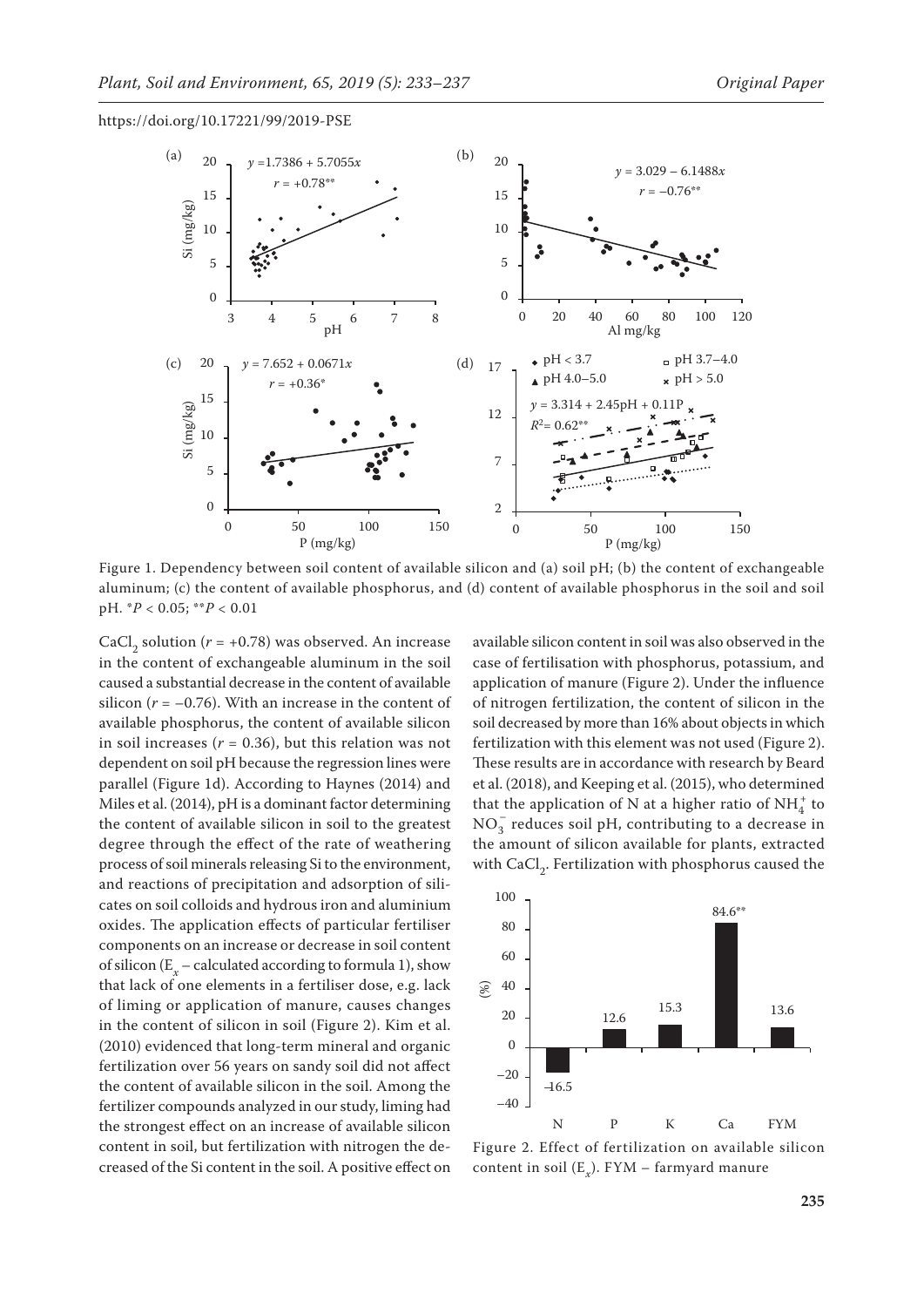Figure 1. Dependency between soil content of available silicon and (a) soil pH; (b) the content of exchangeable aluminum; (c) the content of available phosphorus, and (d) content of available phosphorus in the soil and soil pH. *$P < 0.05$; **$P < 0.01$

$CaCl_2$ solution ($r = +0.78$) was observed. An increase in the content of exchangeable aluminum in the soil caused a substantial decrease in the content of available silicon ($r = -0.76$). With an increase in the content of available phosphorus, the content of available silicon in soil increases ($r = 0.36$), but this relation was not dependent on soil pH because the regression lines were parallel (Figure 1d). According to Haynes (2014) and Miles et al. (2014), pH is a dominant factor determining the content of available silicon in soil to the greatest degree through the effect of the rate of weathering process of soil minerals releasing Si to the environment, and reactions of precipitation and adsorption of silicates on soil colloids and hydrous iron and aluminium oxides. The application effects of particular fertiliser components on an increase or decrease in soil content of silicon ($E_x$ – calculated according to formula 1), show that lack of one elements in a fertiliser dose, e.g. lack of liming or application of manure, causes changes in the content of silicon in soil (Figure 2). Kim et al. (2010) evidenced that long-term mineral and organic fertilization over 56 years on sandy soil did not affect the content of available silicon in the soil. Among the fertilizer compounds analyzed in our study, liming had the strongest effect on an increase of available silicon content in soil, but fertilization with nitrogen the decreased of the Si content in the soil. A positive effect on available silicon content in soil was also observed in the case of fertilisation with phosphorus, potassium, and application of manure (Figure 2). Under the influence of nitrogen fertilization, the content of silicon in the soil decreased by more than 16% about objects in which fertilization with this element was not used (Figure 2). These results are in accordance with research by Beard et al. (2018), and Keeping et al. (2015), who determined that the application of N at a higher ratio of $NH_4^+$ to $NO_3^-$ reduces soil pH, contributing to a decrease in the amount of silicon available for plants, extracted with $CaCl_2$. Fertilization with phosphorus caused the

Figure 2. Effect of fertilization on available silicon content in soil ($E_x$). FYM – farmyard manure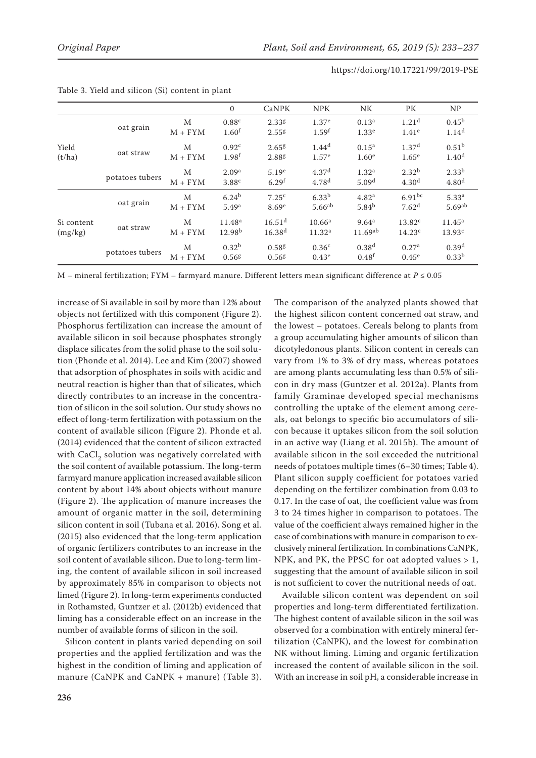Table 3. Yield and silicon (Si) content in plant

| | | | 0 | CaNPK | NPK | NK | PK | NP |
|---|---|---|---|---|---|---|---|---|
| Yield (t/ha) | oat grain | M | 0.88[c] | 2.33[g] | 1.37[e] | 0.13[a] | 1.21[d] | 0.45[b] |
| | | M + FYM | 1.60[f] | 2.55[g] | 1.59[f] | 1.33[e] | 1.41[e] | 1.14[d] |
| | oat straw | M | 0.92[c] | 2.65[g] | 1.44[d] | 0.15[a] | 1.37[d] | 0.51[b] |
| | | M + FYM | 1.98[f] | 2.88[g] | 1.57[e] | 1.60[e] | 1.65[e] | 1.40[d] |
| | potatoes tubers | M | 2.09[a] | 5.19[e] | 4.37[d] | 1.32[a] | 2.32[b] | 2.33[b] |
| | | M + FYM | 3.88[c] | 6.29[f] | 4.78[d] | 5.09[d] | 4.30[d] | 4.80[d] |
| Si content (mg/kg) | oat grain | M | 6.24[b] | 7.25[c] | 6.33[b] | 4.82[a] | 6.91[bc] | 5.33[a] |
| | | M + FYM | 5.49[a] | 8.69[e] | 5.66[ab] | 5.84[b] | 7.62[d] | 5.69[ab] |
| | oat straw | M | 11.48[a] | 16.51[d] | 10.66[a] | 9.64[a] | 13.82[c] | 11.45[a] |
| | | M + FYM | 12.98[b] | 16.38[d] | 11.32[a] | 11.69[ab] | 14.23[c] | 13.93[c] |
| | potatoes tubers | M | 0.32[b] | 0.58[g] | 0.36[c] | 0.38[d] | 0.27[a] | 0.39[d] |
| | | M + FYM | 0.56[g] | 0.56[g] | 0.43[e] | 0.48[f] | 0.45[e] | 0.33[b] |

M – mineral fertilization; FYM – farmyard manure. Different letters mean significant difference at $P \leq 0.05$

increase of Si available in soil by more than 12% about objects not fertilized with this component (Figure 2). Phosphorus fertilization can increase the amount of available silicon in soil because phosphates strongly displace silicates from the solid phase to the soil solution (Phonde et al. 2014). Lee and Kim (2007) showed that adsorption of phosphates in soils with acidic and neutral reaction is higher than that of silicates, which directly contributes to an increase in the concentration of silicon in the soil solution. Our study shows no effect of long-term fertilization with potassium on the content of available silicon (Figure 2). Phonde et al. (2014) evidenced that the content of silicon extracted with $CaCl_2$ solution was negatively correlated with the soil content of available potassium. The long-term farmyard manure application increased available silicon content by about 14% about objects without manure (Figure 2). The application of manure increases the amount of organic matter in the soil, determining silicon content in soil (Tubana et al. 2016). Song et al. (2015) also evidenced that the long-term application of organic fertilizers contributes to an increase in the soil content of available silicon. Due to long-term liming, the content of available silicon in soil increased by approximately 85% in comparison to objects not limed (Figure 2). In long-term experiments conducted in Rothamsted, Guntzer et al. (2012b) evidenced that liming has a considerable effect on an increase in the number of available forms of silicon in the soil.

Silicon content in plants varied depending on soil properties and the applied fertilization and was the highest in the condition of liming and application of manure (CaNPK and CaNPK + manure) (Table 3). The comparison of the analyzed plants showed that the highest silicon content concerned oat straw, and the lowest – potatoes. Cereals belong to plants from a group accumulating higher amounts of silicon than dicotyledonous plants. Silicon content in cereals can vary from 1% to 3% of dry mass, whereas potatoes are among plants accumulating less than 0.5% of silicon in dry mass (Guntzer et al. 2012a). Plants from family Graminae developed special mechanisms controlling the uptake of the element among cereals, oat belongs to specific bio accumulators of silicon because it uptakes silicon from the soil solution in an active way (Liang et al. 2015b). The amount of available silicon in the soil exceeded the nutritional needs of potatoes multiple times (6–30 times; Table 4). Plant silicon supply coefficient for potatoes varied depending on the fertilizer combination from 0.03 to 0.17. In the case of oat, the coefficient value was from 3 to 24 times higher in comparison to potatoes. The value of the coefficient always remained higher in the case of combinations with manure in comparison to exclusively mineral fertilization. In combinations CaNPK, NPK, and PK, the PPSC for oat adopted values > 1, suggesting that the amount of available silicon in soil is not sufficient to cover the nutritional needs of oat.

Available silicon content was dependent on soil properties and long-term differentiated fertilization. The highest content of available silicon in the soil was observed for a combination with entirely mineral fertilization (CaNPK), and the lowest for combination NK without liming. Liming and organic fertilization increased the content of available silicon in the soil. With an increase in soil pH, a considerable increase in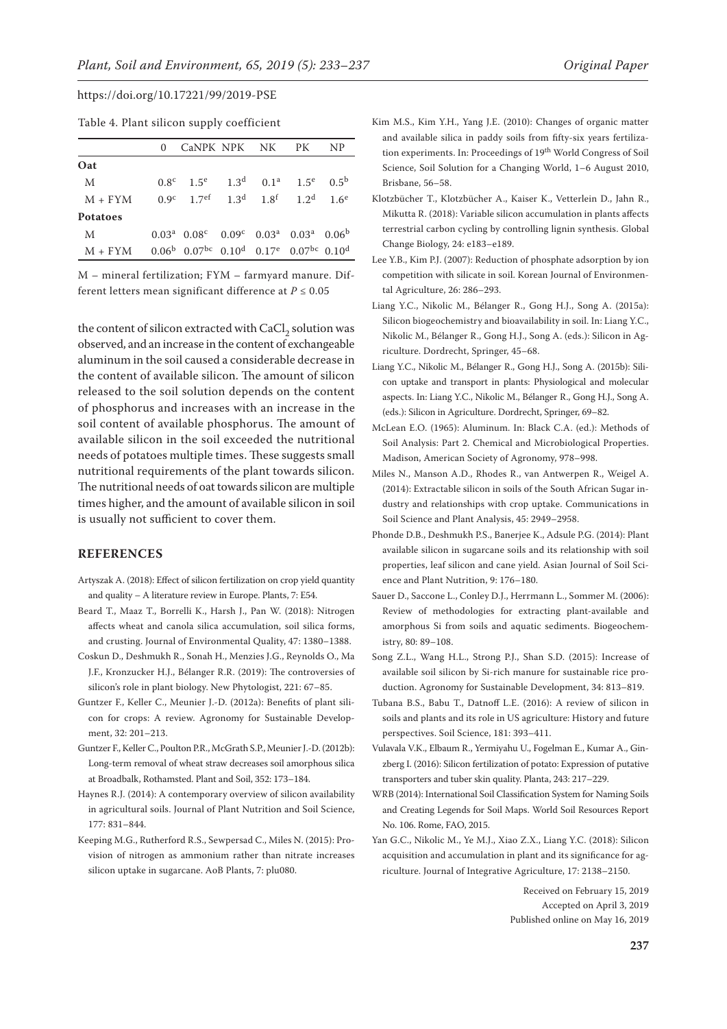Table 4. Plant silicon supply coefficient

| | 0 | CaNPK | NPK | NK | PK | NP |
|---|---|---|---|---|---|---|
| **Oat** | | | | | | |
| M | $0.8^{c}$ | $1.5^{e}$ | $1.3^{d}$ | $0.1^{a}$ | $1.5^{e}$ | $0.5^{b}$ |
| M + FYM | $0.9^{c}$ | $1.7^{ef}$ | $1.3^{d}$ | $1.8^{f}$ | $1.2^{d}$ | $1.6^{e}$ |
| **Potatoes** | | | | | | |
| M | $0.03^{a}$ | $0.08^{c}$ | $0.09^{c}$ | $0.03^{a}$ | $0.03^{a}$ | $0.06^{b}$ |
| M + FYM | $0.06^{b}$ | $0.07^{bc}$ | $0.10^{d}$ | $0.17^{e}$ | $0.07^{bc}$ | $0.10^{d}$ |

M – mineral fertilization; FYM – farmyard manure. Different letters mean significant difference at $P \leq 0.05$

the content of silicon extracted with $CaCl_2$ solution was observed, and an increase in the content of exchangeable aluminum in the soil caused a considerable decrease in the content of available silicon. The amount of silicon released to the soil solution depends on the content of phosphorus and increases with an increase in the soil content of available phosphorus. The amount of available silicon in the soil exceeded the nutritional needs of potatoes multiple times. These suggests small nutritional requirements of the plant towards silicon. The nutritional needs of oat towards silicon are multiple times higher, and the amount of available silicon in soil is usually not sufficient to cover them.

## REFERENCES

Artyszak A. (2018): Effect of silicon fertilization on crop yield quantity and quality – A literature review in Europe. Plants, 7: E54.

Beard T., Maaz T., Borrelli K., Harsh J., Pan W. (2018): Nitrogen affects wheat and canola silica accumulation, soil silica forms, and crusting. Journal of Environmental Quality, 47: 1380–1388.

Coskun D., Deshmukh R., Sonah H., Menzies J.G., Reynolds O., Ma J.F., Kronzucker H.J., Bélanger R.R. (2019): The controversies of silicon's role in plant biology. New Phytologist, 221: 67–85.

Guntzer F., Keller C., Meunier J.-D. (2012a): Benefits of plant silicon for crops: A review. Agronomy for Sustainable Development, 32: 201–213.

Guntzer F., Keller C., Poulton P.R., McGrath S.P., Meunier J.-D. (2012b): Long-term removal of wheat straw decreases soil amorphous silica at Broadbalk, Rothamsted. Plant and Soil, 352: 173–184.

Haynes R.J. (2014): A contemporary overview of silicon availability in agricultural soils. Journal of Plant Nutrition and Soil Science, 177: 831–844.

Keeping M.G., Rutherford R.S., Sewpersad C., Miles N. (2015): Provision of nitrogen as ammonium rather than nitrate increases silicon uptake in sugarcane. AoB Plants, 7: plu080.

Kim M.S., Kim Y.H., Yang J.E. (2010): Changes of organic matter and available silica in paddy soils from fifty-six years fertilization experiments. In: Proceedings of 19th World Congress of Soil Science, Soil Solution for a Changing World, 1–6 August 2010, Brisbane, 56–58.

Klotzbücher T., Klotzbücher A., Kaiser K., Vetterlein D., Jahn R., Mikutta R. (2018): Variable silicon accumulation in plants affects terrestrial carbon cycling by controlling lignin synthesis. Global Change Biology, 24: e183–e189.

Lee Y.B., Kim P.J. (2007): Reduction of phosphate adsorption by ion competition with silicate in soil. Korean Journal of Environmental Agriculture, 26: 286–293.

Liang Y.C., Nikolic M., Bélanger R., Gong H.J., Song A. (2015a): Silicon biogeochemistry and bioavailability in soil. In: Liang Y.C., Nikolic M., Bélanger R., Gong H.J., Song A. (eds.): Silicon in Agriculture. Dordrecht, Springer, 45–68.

Liang Y.C., Nikolic M., Bélanger R., Gong H.J., Song A. (2015b): Silicon uptake and transport in plants: Physiological and molecular aspects. In: Liang Y.C., Nikolic M., Bélanger R., Gong H.J., Song A. (eds.): Silicon in Agriculture. Dordrecht, Springer, 69–82.

McLean E.O. (1965): Aluminum. In: Black C.A. (ed.): Methods of Soil Analysis: Part 2. Chemical and Microbiological Properties. Madison, American Society of Agronomy, 978–998.

Miles N., Manson A.D., Rhodes R., van Antwerpen R., Weigel A. (2014): Extractable silicon in soils of the South African Sugar industry and relationships with crop uptake. Communications in Soil Science and Plant Analysis, 45: 2949–2958.

Phonde D.B., Deshmukh P.S., Banerjee K., Adsule P.G. (2014): Plant available silicon in sugarcane soils and its relationship with soil properties, leaf silicon and cane yield. Asian Journal of Soil Science and Plant Nutrition, 9: 176–180.

Sauer D., Saccone L., Conley D.J., Herrmann L., Sommer M. (2006): Review of methodologies for extracting plant-available and amorphous Si from soils and aquatic sediments. Biogeochemistry, 80: 89–108.

Song Z.L., Wang H.L., Strong P.J., Shan S.D. (2015): Increase of available soil silicon by Si-rich manure for sustainable rice production. Agronomy for Sustainable Development, 34: 813–819.

Tubana B.S., Babu T., Datnoff L.E. (2016): A review of silicon in soils and plants and its role in US agriculture: History and future perspectives. Soil Science, 181: 393–411.

Vulavala V.K., Elbaum R., Yermiyahu U., Fogelman E., Kumar A., Ginzberg I. (2016): Silicon fertilization of potato: Expression of putative transporters and tuber skin quality. Planta, 243: 217–229.

WRB (2014): International Soil Classification System for Naming Soils and Creating Legends for Soil Maps. World Soil Resources Report No. 106. Rome, FAO, 2015.

Yan G.C., Nikolic M., Ye M.J., Xiao Z.X., Liang Y.C. (2018): Silicon acquisition and accumulation in plant and its significance for agriculture. Journal of Integrative Agriculture, 17: 2138–2150.

Received on February 15, 2019
Accepted on April 3, 2019
Published online on May 16, 2019